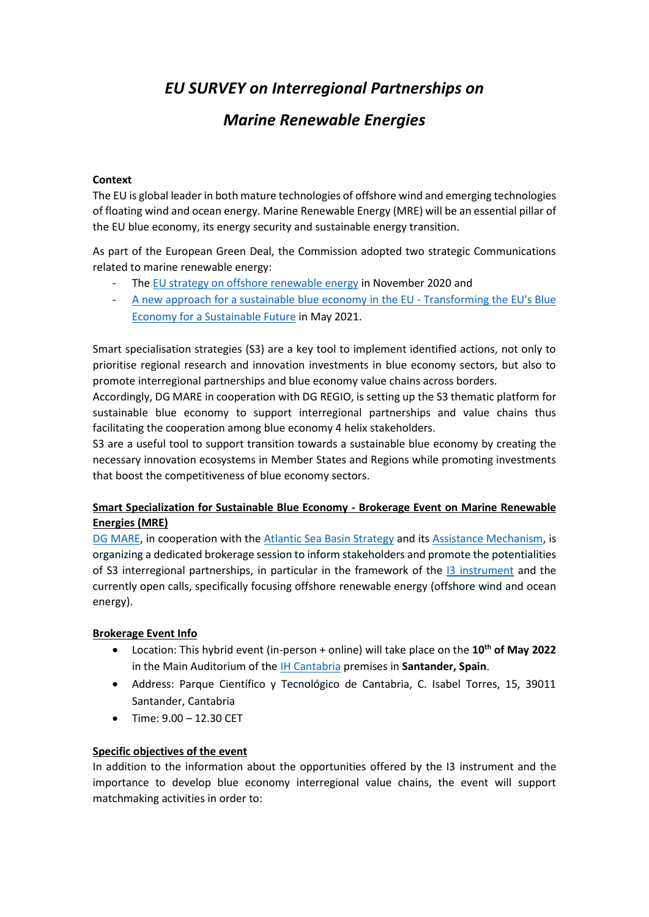# *EU SURVEY on Interregional Partnerships on*

# *Marine Renewable Energies*

**Context**

The EU is global leader in both mature technologies of offshore wind and emerging technologies of floating wind and ocean energy. Marine Renewable Energy (MRE) will be an essential pillar of the EU blue economy, its energy security and sustainable energy transition.

As part of the European Green Deal, the Commission adopted two strategic Communications related to marine renewable energy:

- The EU strategy on offshore renewable energy in November 2020 and
- A new approach for a sustainable blue economy in the EU - Transforming the EU's Blue Economy for a Sustainable Future in May 2021.

Smart specialisation strategies (S3) are a key tool to implement identified actions, not only to prioritise regional research and innovation investments in blue economy sectors, but also to promote interregional partnerships and blue economy value chains across borders.

Accordingly, DG MARE in cooperation with DG REGIO, is setting up the S3 thematic platform for sustainable blue economy to support interregional partnerships and value chains thus facilitating the cooperation among blue economy 4 helix stakeholders.

S3 are a useful tool to support transition towards a sustainable blue economy by creating the necessary innovation ecosystems in Member States and Regions while promoting investments that boost the competitiveness of blue economy sectors.

**Smart Specialization for Sustainable Blue Economy - Brokerage Event on Marine Renewable Energies (MRE)**

DG MARE, in cooperation with the Atlantic Sea Basin Strategy and its Assistance Mechanism, is organizing a dedicated brokerage session to inform stakeholders and promote the potentialities of S3 interregional partnerships, in particular in the framework of the I3 instrument and the currently open calls, specifically focusing offshore renewable energy (offshore wind and ocean energy).

**Brokerage Event Info**

- Location: This hybrid event (in-person + online) will take place on the **10th of May 2022** in the Main Auditorium of the IH Cantabria premises in **Santander, Spain**.
- Address: Parque Científico y Tecnológico de Cantabria, C. Isabel Torres, 15, 39011 Santander, Cantabria
- Time: 9.00 – 12.30 CET

**Specific objectives of the event**

In addition to the information about the opportunities offered by the I3 instrument and the importance to develop blue economy interregional value chains, the event will support matchmaking activities in order to: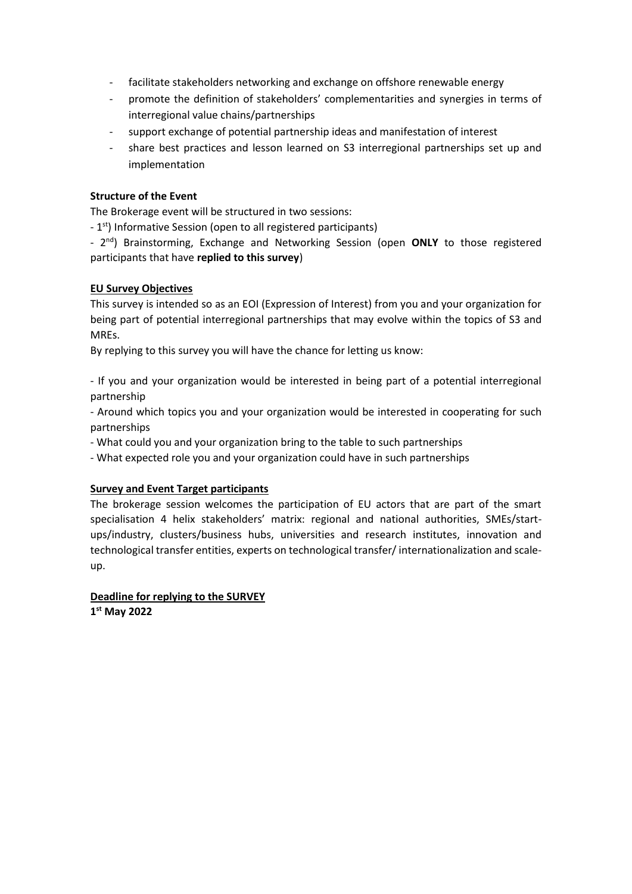- facilitate stakeholders networking and exchange on offshore renewable energy
- promote the definition of stakeholders' complementarities and synergies in terms of interregional value chains/partnerships
- support exchange of potential partnership ideas and manifestation of interest
- share best practices and lesson learned on S3 interregional partnerships set up and implementation

**Structure of the Event**

The Brokerage event will be structured in two sessions:

- 1st) Informative Session (open to all registered participants)

- 2nd) Brainstorming, Exchange and Networking Session (open **ONLY** to those registered participants that have **replied to this survey**)

**EU Survey Objectives**

This survey is intended so as an EOI (Expression of Interest) from you and your organization for being part of potential interregional partnerships that may evolve within the topics of S3 and MREs.

By replying to this survey you will have the chance for letting us know:

- If you and your organization would be interested in being part of a potential interregional partnership

- Around which topics you and your organization would be interested in cooperating for such partnerships

- What could you and your organization bring to the table to such partnerships

- What expected role you and your organization could have in such partnerships

**Survey and Event Target participants**

The brokerage session welcomes the participation of EU actors that are part of the smart specialisation 4 helix stakeholders' matrix: regional and national authorities, SMEs/start-ups/industry, clusters/business hubs, universities and research institutes, innovation and technological transfer entities, experts on technological transfer/ internationalization and scale-up.

**Deadline for replying to the SURVEY**

**1st May 2022**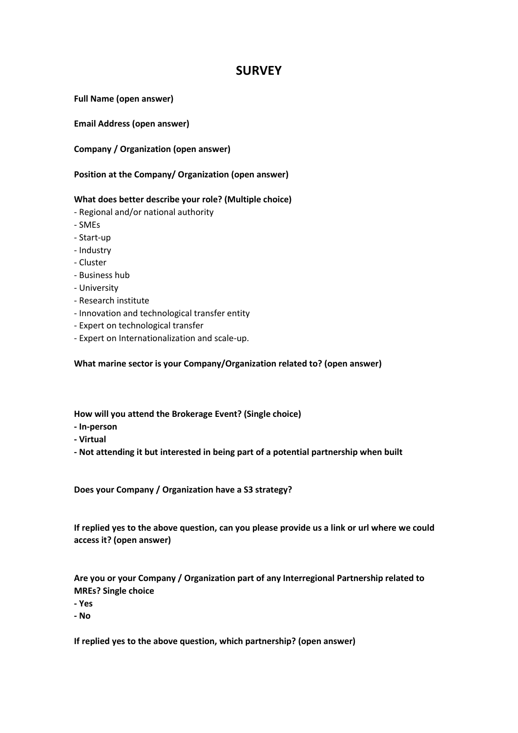# SURVEY

**Full Name (open answer)**

**Email Address (open answer)**

**Company / Organization (open answer)**

**Position at the Company/ Organization (open answer)**

**What does better describe your role? (Multiple choice)**

- Regional and/or national authority
- SMEs
- Start-up
- Industry
- Cluster
- Business hub
- University
- Research institute
- Innovation and technological transfer entity
- Expert on technological transfer
- Expert on Internationalization and scale-up.

**What marine sector is your Company/Organization related to? (open answer)**

**How will you attend the Brokerage Event? (Single choice)**

- **In-person**
- **Virtual**
- **Not attending it but interested in being part of a potential partnership when built**

**Does your Company / Organization have a S3 strategy?**

**If replied yes to the above question, can you please provide us a link or url where we could access it? (open answer)**

**Are you or your Company / Organization part of any Interregional Partnership related to MREs? Single choice**

- **Yes**
- **No**

**If replied yes to the above question, which partnership? (open answer)**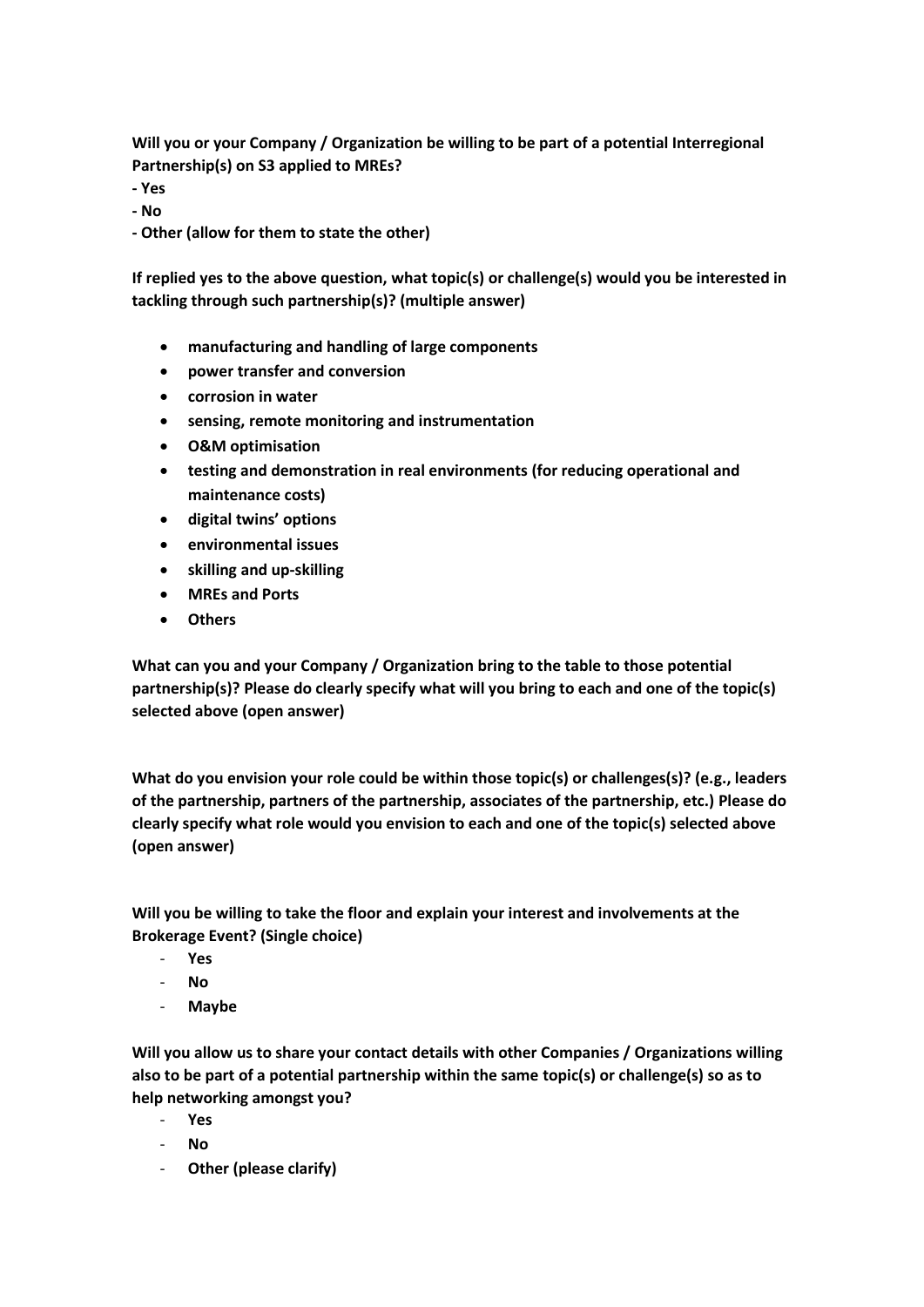**Will you or your Company / Organization be willing to be part of a potential Interregional Partnership(s) on S3 applied to MREs?**

**- Yes**

**- No**

**- Other (allow for them to state the other)**

**If replied yes to the above question, what topic(s) or challenge(s) would you be interested in tackling through such partnership(s)? (multiple answer)**

- **manufacturing and handling of large components**
- **power transfer and conversion**
- **corrosion in water**
- **sensing, remote monitoring and instrumentation**
- **O&M optimisation**
- **testing and demonstration in real environments (for reducing operational and maintenance costs)**
- **digital twins' options**
- **environmental issues**
- **skilling and up-skilling**
- **MREs and Ports**
- **Others**

**What can you and your Company / Organization bring to the table to those potential partnership(s)? Please do clearly specify what will you bring to each and one of the topic(s) selected above (open answer)**

**What do you envision your role could be within those topic(s) or challenges(s)? (e.g., leaders of the partnership, partners of the partnership, associates of the partnership, etc.) Please do clearly specify what role would you envision to each and one of the topic(s) selected above (open answer)**

**Will you be willing to take the floor and explain your interest and involvements at the Brokerage Event? (Single choice)**

- **Yes**
- **No**
- **Maybe**

**Will you allow us to share your contact details with other Companies / Organizations willing also to be part of a potential partnership within the same topic(s) or challenge(s) so as to help networking amongst you?**

- **Yes**
- **No**
- **Other (please clarify)**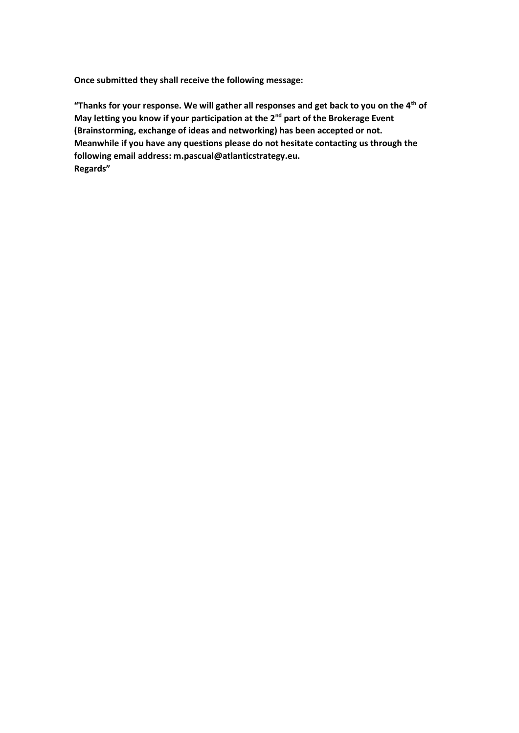**Once submitted they shall receive the following message:**

**"Thanks for your response. We will gather all responses and get back to you on the 4th of May letting you know if your participation at the 2nd part of the Brokerage Event (Brainstorming, exchange of ideas and networking) has been accepted or not. Meanwhile if you have any questions please do not hesitate contacting us through the following email address: m.pascual@atlanticstrategy.eu.**
**Regards"**